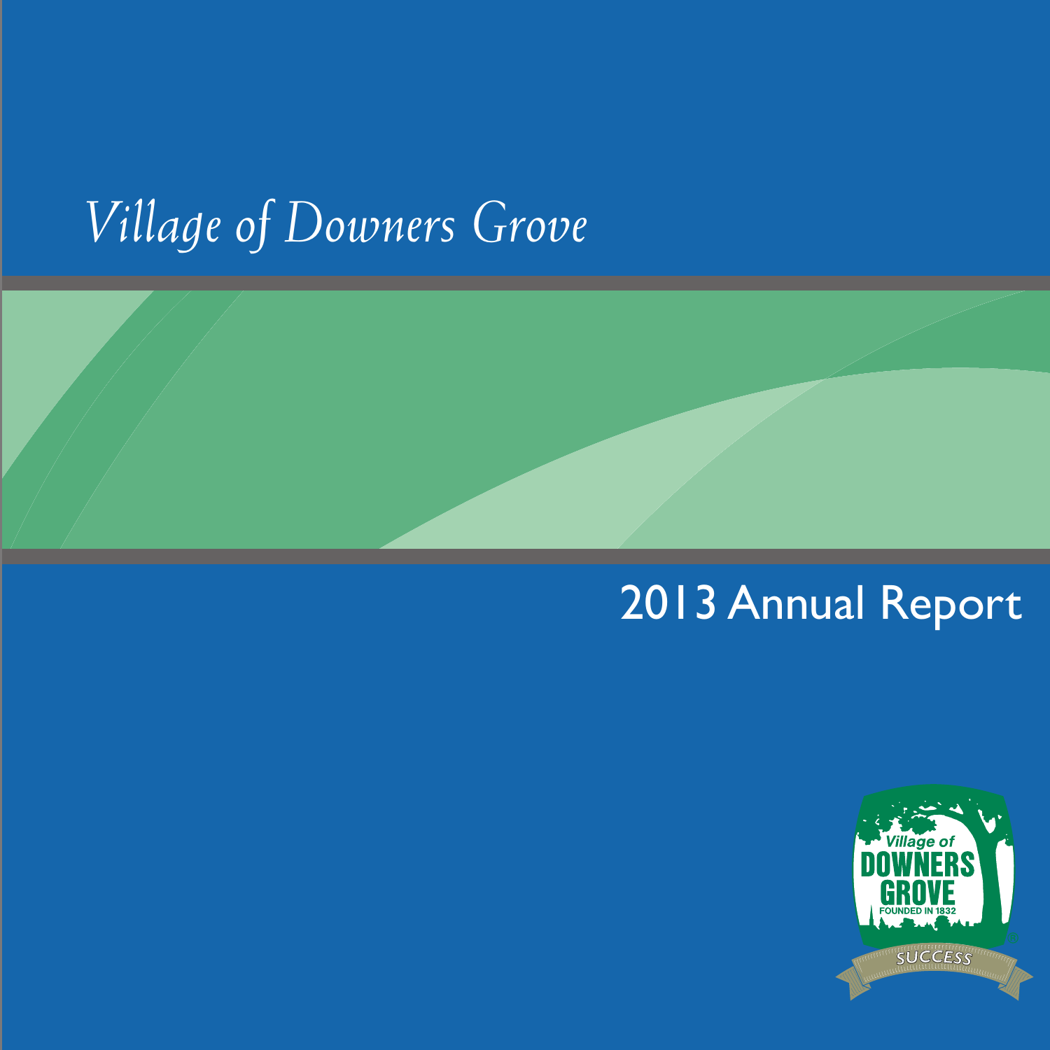# *Village of Downers Grove*

## 2013 Annual Report

Village of
DOWNERS
GROVE
FOUNDED IN 1832
SUCCESS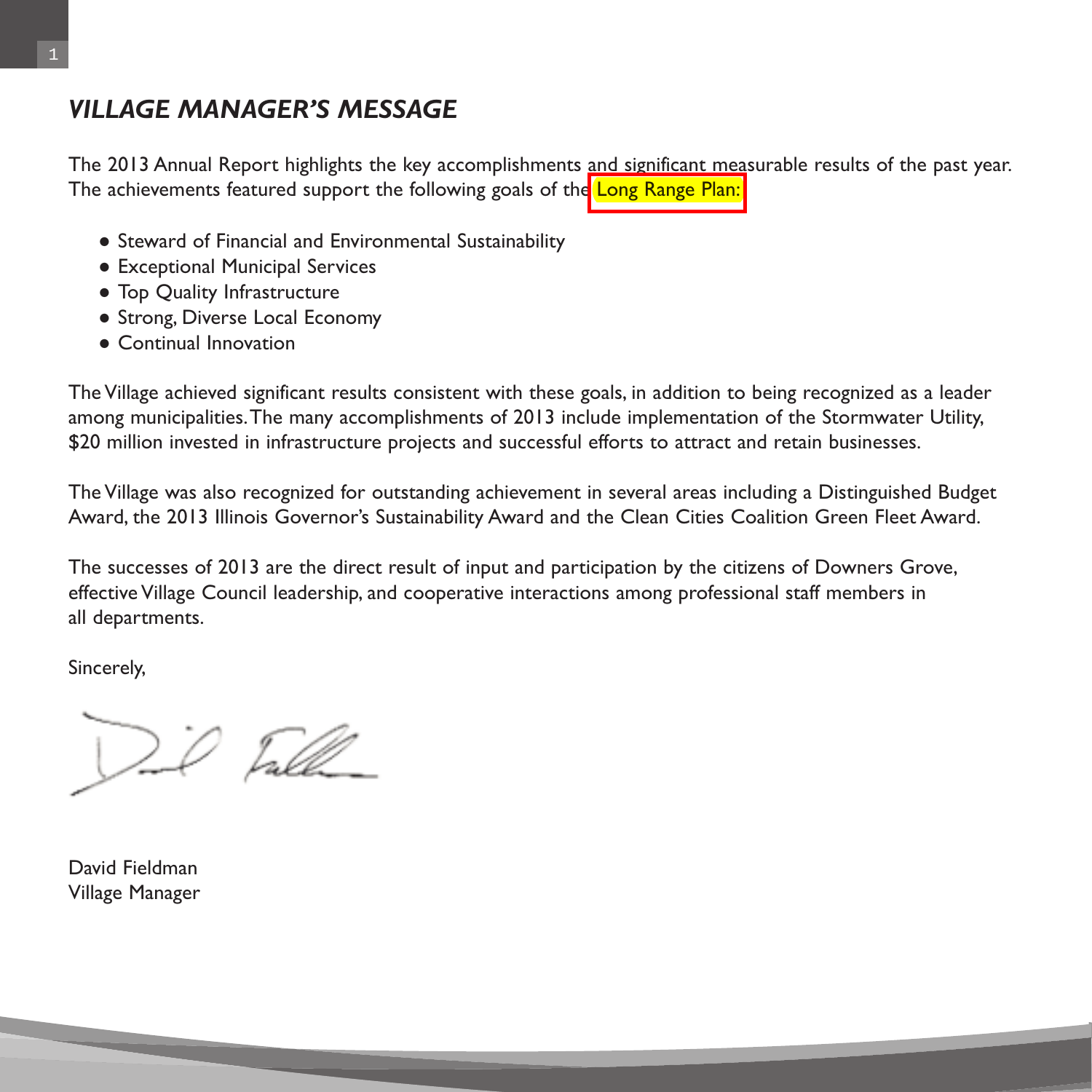## *VILLAGE MANAGER'S MESSAGE*

The 2013 Annual Report highlights the key accomplishments and significant measurable results of the past year. The achievements featured support the following goals of the Long Range Plan:

- Steward of Financial and Environmental Sustainability
- Exceptional Municipal Services
- Top Quality Infrastructure
- Strong, Diverse Local Economy
- Continual Innovation

The Village achieved significant results consistent with these goals, in addition to being recognized as a leader among municipalities. The many accomplishments of 2013 include implementation of the Stormwater Utility, $20 million invested in infrastructure projects and successful efforts to attract and retain businesses.

The Village was also recognized for outstanding achievement in several areas including a Distinguished Budget Award, the 2013 Illinois Governor's Sustainability Award and the Clean Cities Coalition Green Fleet Award.

The successes of 2013 are the direct result of input and participation by the citizens of Downers Grove, effective Village Council leadership, and cooperative interactions among professional staff members in all departments.

Sincerely,

David Fieldman
Village Manager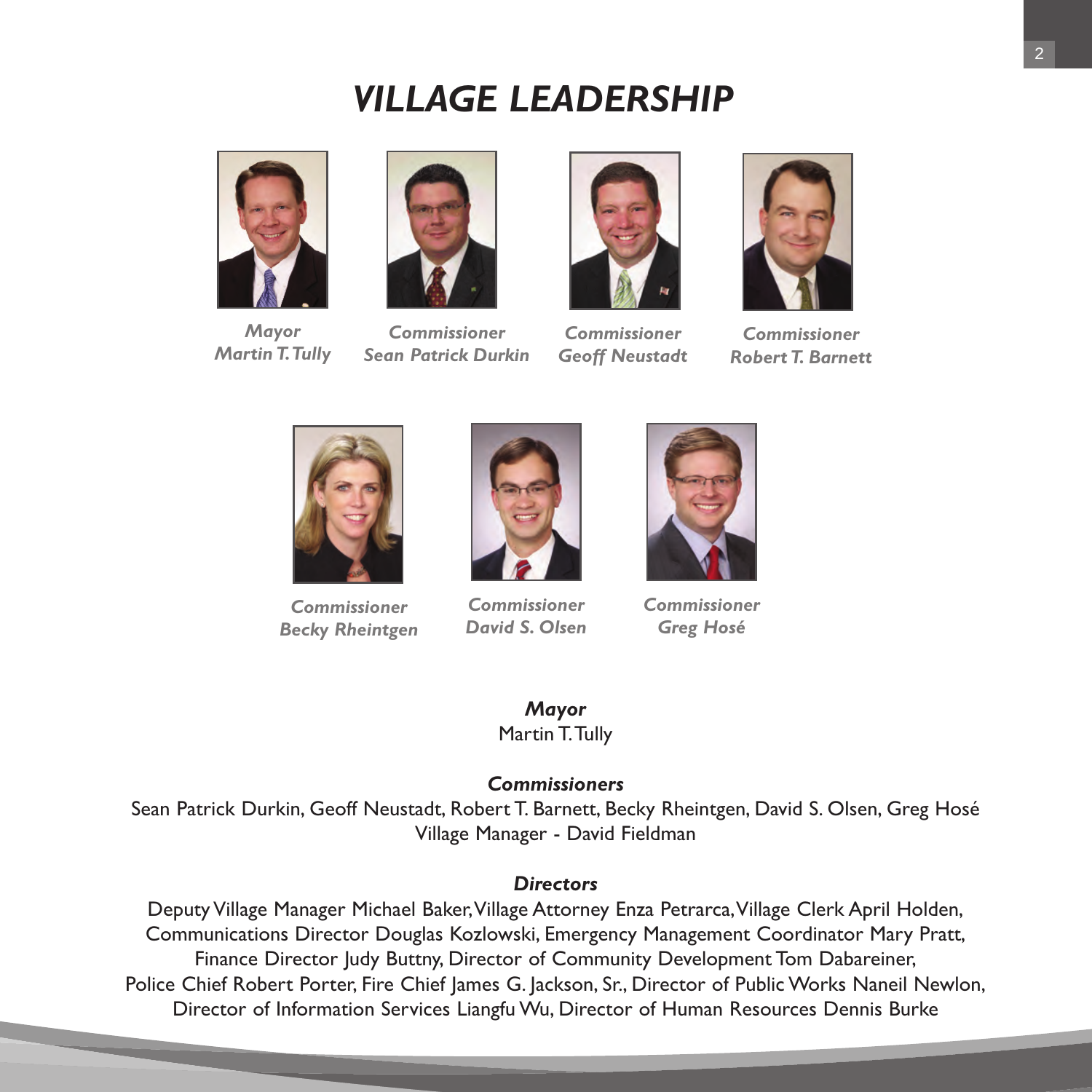# VILLAGE LEADERSHIP

*Mayor*
*Martin T. Tully*

*Commissioner*
*Sean Patrick Durkin*

*Commissioner*
*Geoff Neustadt*

*Commissioner*
*Robert T. Barnett*

*Commissioner*
*Becky Rheintgen*

*Commissioner*
*David S. Olsen*

*Commissioner*
*Greg Hosé*

***Mayor***
Martin T. Tully

***Commissioners***
Sean Patrick Durkin, Geoff Neustadt, Robert T. Barnett, Becky Rheintgen, David S. Olsen, Greg Hosé
Village Manager - David Fieldman

***Directors***
Deputy Village Manager Michael Baker, Village Attorney Enza Petrarca, Village Clerk April Holden, Communications Director Douglas Kozlowski, Emergency Management Coordinator Mary Pratt, Finance Director Judy Buttny, Director of Community Development Tom Dabareiner, Police Chief Robert Porter, Fire Chief James G. Jackson, Sr., Director of Public Works Naneil Newlon, Director of Information Services Liangfu Wu, Director of Human Resources Dennis Burke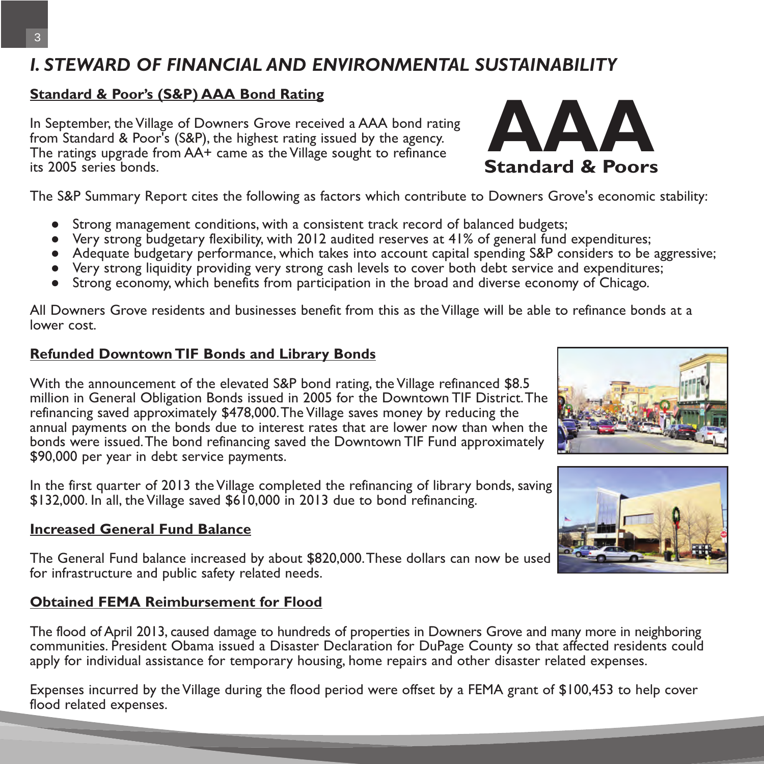# *I. STEWARD OF FINANCIAL AND ENVIRONMENTAL SUSTAINABILITY*

## Standard & Poor's (S&P) AAA Bond Rating

In September, the Village of Downers Grove received a AAA bond rating from Standard & Poor's (S&P), the highest rating issued by the agency. The ratings upgrade from AA+ came as the Village sought to refinance its 2005 series bonds.

**AAA**
**Standard & Poors**

The S&P Summary Report cites the following as factors which contribute to Downers Grove's economic stability:

- Strong management conditions, with a consistent track record of balanced budgets;
- Very strong budgetary flexibility, with 2012 audited reserves at 41% of general fund expenditures;
- Adequate budgetary performance, which takes into account capital spending S&P considers to be aggressive;
- Very strong liquidity providing very strong cash levels to cover both debt service and expenditures;
- Strong economy, which benefits from participation in the broad and diverse economy of Chicago.

All Downers Grove residents and businesses benefit from this as the Village will be able to refinance bonds at a lower cost.

## Refunded Downtown TIF Bonds and Library Bonds

With the announcement of the elevated S&P bond rating, the Village refinanced $8.5 million in General Obligation Bonds issued in 2005 for the Downtown TIF District. The refinancing saved approximately $478,000. The Village saves money by reducing the annual payments on the bonds due to interest rates that are lower now than when the bonds were issued. The bond refinancing saved the Downtown TIF Fund approximately $90,000 per year in debt service payments.

In the first quarter of 2013 the Village completed the refinancing of library bonds, saving $132,000. In all, the Village saved $610,000 in 2013 due to bond refinancing.

## Increased General Fund Balance

The General Fund balance increased by about $820,000. These dollars can now be used for infrastructure and public safety related needs.

## Obtained FEMA Reimbursement for Flood

The flood of April 2013, caused damage to hundreds of properties in Downers Grove and many more in neighboring communities. President Obama issued a Disaster Declaration for DuPage County so that affected residents could apply for individual assistance for temporary housing, home repairs and other disaster related expenses.

Expenses incurred by the Village during the flood period were offset by a FEMA grant of $100,453 to help cover flood related expenses.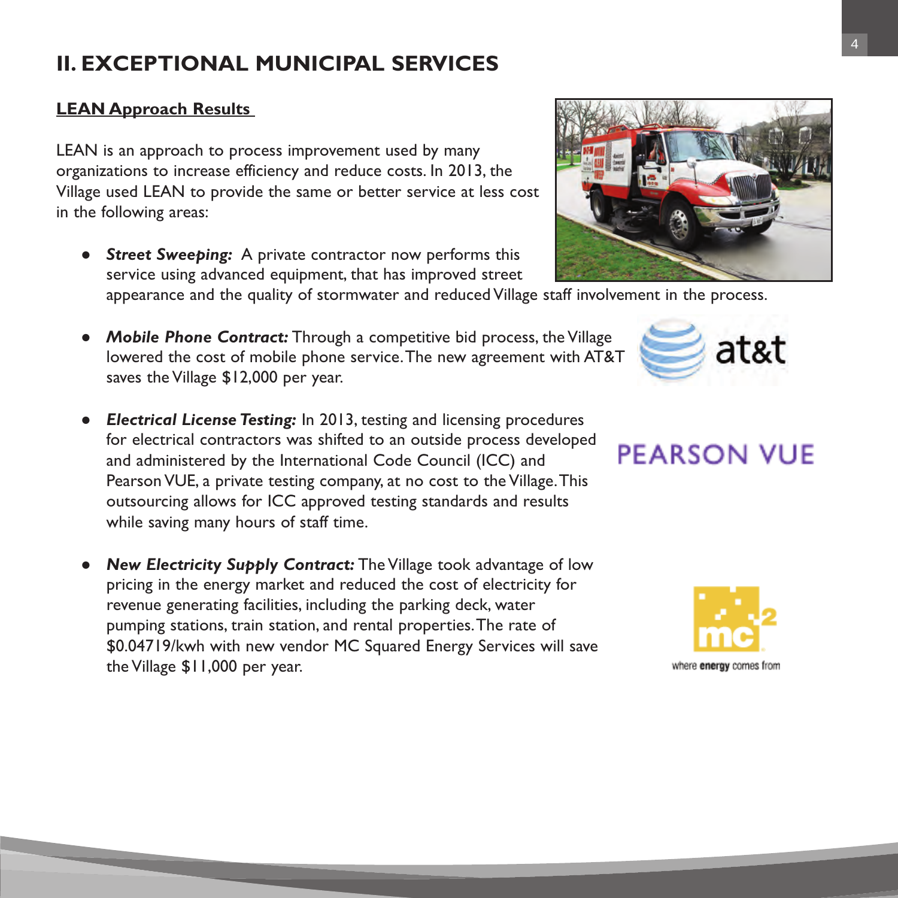## II. EXCEPTIONAL MUNICIPAL SERVICES

### LEAN Approach Results

LEAN is an approach to process improvement used by many organizations to increase efficiency and reduce costs. In 2013, the Village used LEAN to provide the same or better service at less cost in the following areas:

- ***Street Sweeping:*** A private contractor now performs this service using advanced equipment, that has improved street appearance and the quality of stormwater and reduced Village staff involvement in the process.

- ***Mobile Phone Contract:*** Through a competitive bid process, the Village lowered the cost of mobile phone service. The new agreement with AT&T saves the Village $12,000 per year.

- ***Electrical License Testing:*** In 2013, testing and licensing procedures for electrical contractors was shifted to an outside process developed and administered by the International Code Council (ICC) and Pearson VUE, a private testing company, at no cost to the Village. This outsourcing allows for ICC approved testing standards and results while saving many hours of staff time.

- ***New Electricity Supply Contract:*** The Village took advantage of low pricing in the energy market and reduced the cost of electricity for revenue generating facilities, including the parking deck, water pumping stations, train station, and rental properties. The rate of $0.04719/kwh with new vendor MC Squared Energy Services will save the Village $11,000 per year.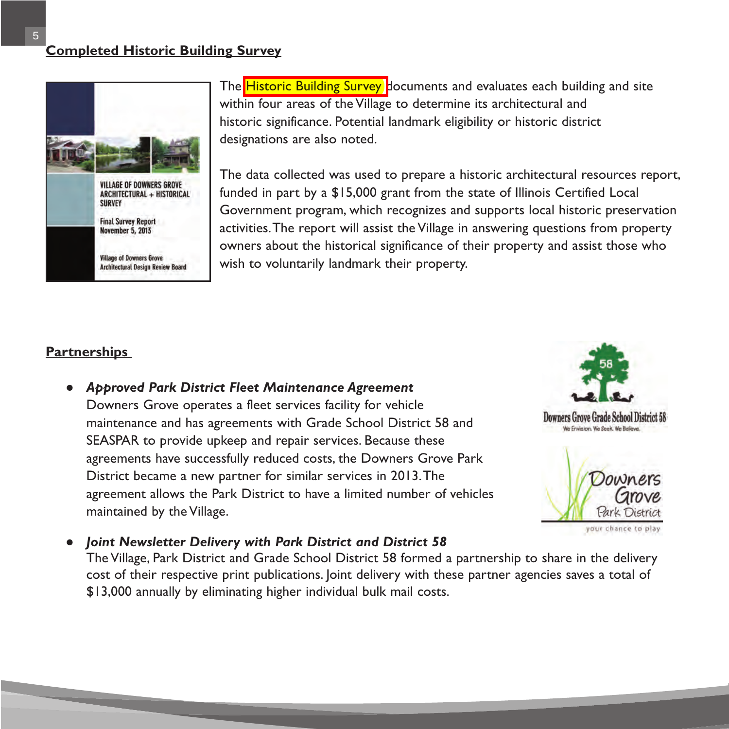## Completed Historic Building Survey

VILLAGE OF DOWNERS GROVE ARCHITECTURAL + HISTORICAL SURVEY

Final Survey Report
November 5, 2013

Village of Downers Grove
Architectural Design Review Board

The Historic Building Survey documents and evaluates each building and site within four areas of the Village to determine its architectural and historic significance. Potential landmark eligibility or historic district designations are also noted.

The data collected was used to prepare a historic architectural resources report, funded in part by a $15,000 grant from the state of Illinois Certified Local Government program, which recognizes and supports local historic preservation activities. The report will assist the Village in answering questions from property owners about the historical significance of their property and assist those who wish to voluntarily landmark their property.

## Partnerships

- ***Approved Park District Fleet Maintenance Agreement***
  Downers Grove operates a fleet services facility for vehicle maintenance and has agreements with Grade School District 58 and SEASPAR to provide upkeep and repair services. Because these agreements have successfully reduced costs, the Downers Grove Park District became a new partner for similar services in 2013. The agreement allows the Park District to have a limited number of vehicles maintained by the Village.

- ***Joint Newsletter Delivery with Park District and District 58***
  The Village, Park District and Grade School District 58 formed a partnership to share in the delivery cost of their respective print publications. Joint delivery with these partner agencies saves a total of $13,000 annually by eliminating higher individual bulk mail costs.

Downers Grove Grade School District 58
We Envision. We Seek. We Believe.

Downers Grove Park District
your chance to play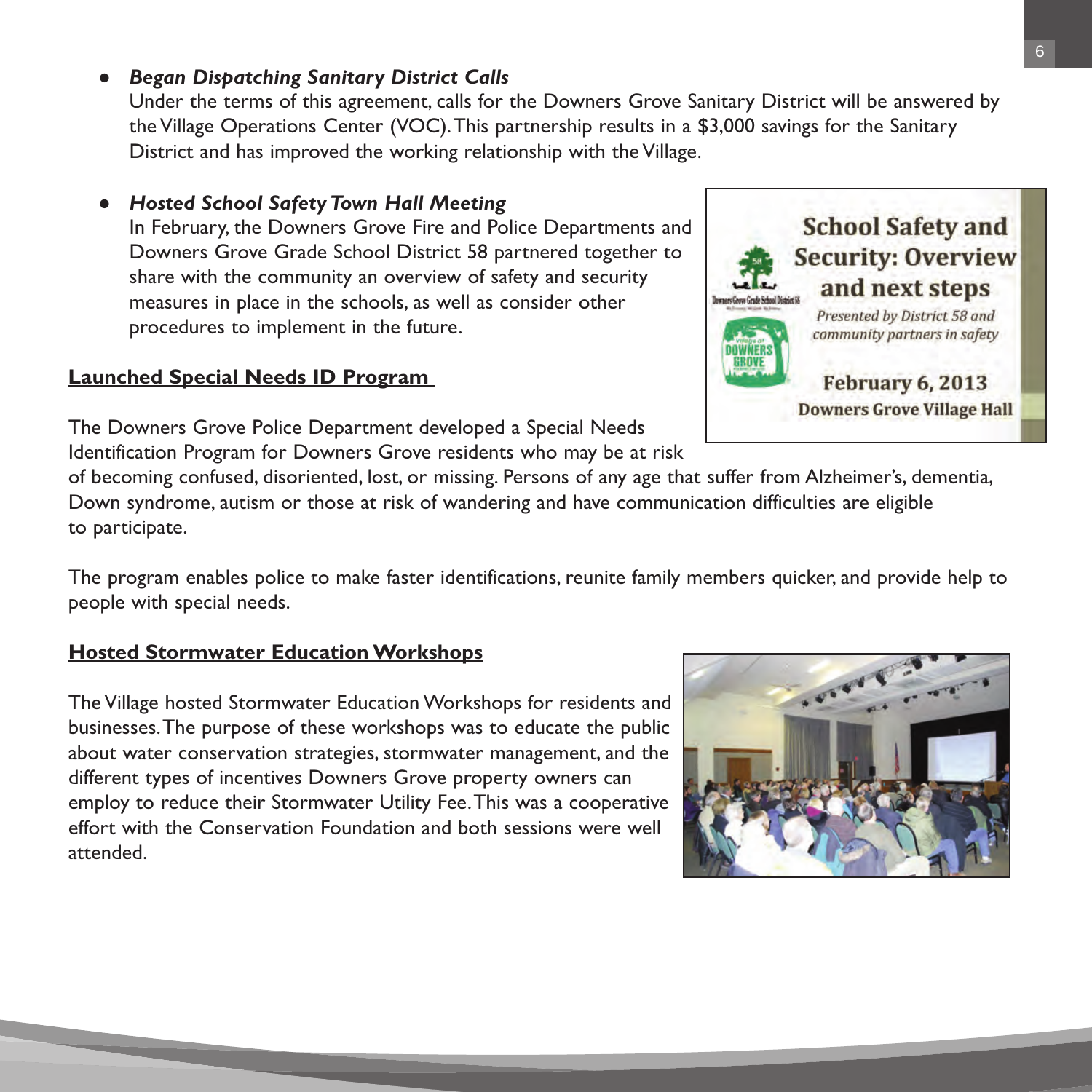- ***Began Dispatching Sanitary District Calls***
  Under the terms of this agreement, calls for the Downers Grove Sanitary District will be answered by the Village Operations Center (VOC). This partnership results in a $3,000 savings for the Sanitary District and has improved the working relationship with the Village.

- ***Hosted School Safety Town Hall Meeting***
  In February, the Downers Grove Fire and Police Departments and Downers Grove Grade School District 58 partnered together to share with the community an overview of safety and security measures in place in the schools, as well as consider other procedures to implement in the future.

**School Safety and Security: Overview and next steps**

*Presented by District 58 and community partners in safety*

**February 6, 2013**
**Downers Grove Village Hall**

## Launched Special Needs ID Program

The Downers Grove Police Department developed a Special Needs Identification Program for Downers Grove residents who may be at risk of becoming confused, disoriented, lost, or missing. Persons of any age that suffer from Alzheimer's, dementia, Down syndrome, autism or those at risk of wandering and have communication difficulties are eligible to participate.

The program enables police to make faster identifications, reunite family members quicker, and provide help to people with special needs.

## Hosted Stormwater Education Workshops

The Village hosted Stormwater Education Workshops for residents and businesses. The purpose of these workshops was to educate the public about water conservation strategies, stormwater management, and the different types of incentives Downers Grove property owners can employ to reduce their Stormwater Utility Fee. This was a cooperative effort with the Conservation Foundation and both sessions were well attended.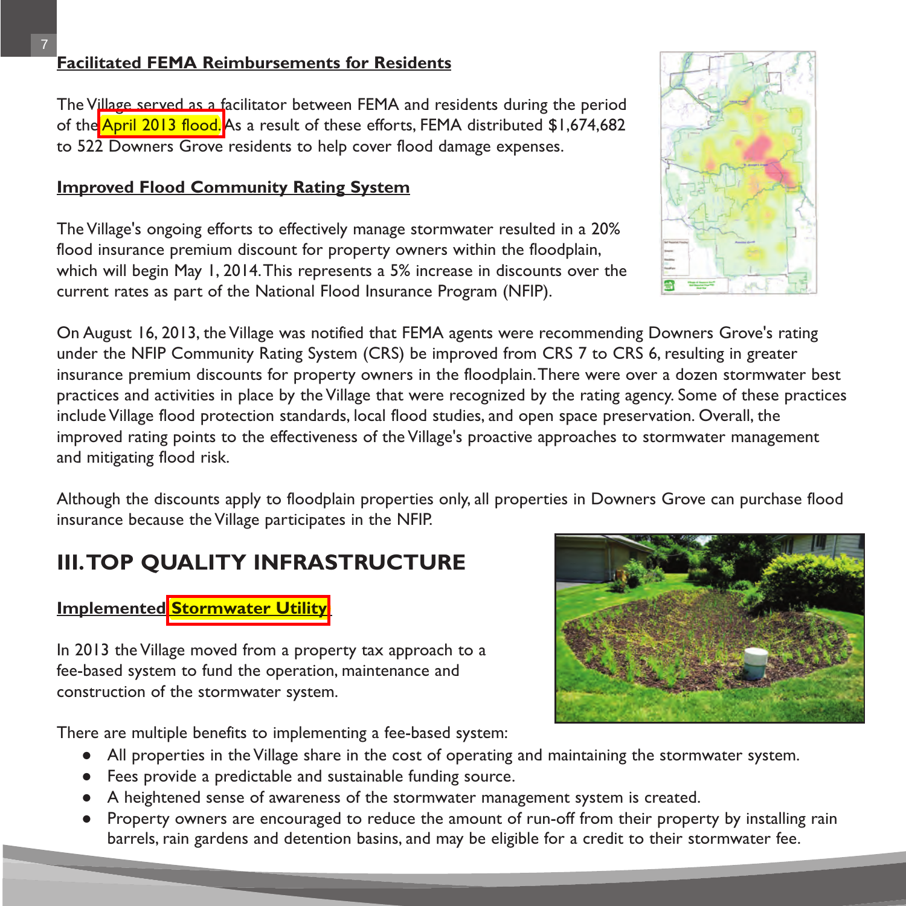**Facilitated FEMA Reimbursements for Residents**

The Village served as a facilitator between FEMA and residents during the period of the April 2013 flood. As a result of these efforts, FEMA distributed $1,674,682 to 522 Downers Grove residents to help cover flood damage expenses.

**Improved Flood Community Rating System**

The Village's ongoing efforts to effectively manage stormwater resulted in a 20% flood insurance premium discount for property owners within the floodplain, which will begin May 1, 2014. This represents a 5% increase in discounts over the current rates as part of the National Flood Insurance Program (NFIP).

On August 16, 2013, the Village was notified that FEMA agents were recommending Downers Grove's rating under the NFIP Community Rating System (CRS) be improved from CRS 7 to CRS 6, resulting in greater insurance premium discounts for property owners in the floodplain. There were over a dozen stormwater best practices and activities in place by the Village that were recognized by the rating agency. Some of these practices include Village flood protection standards, local flood studies, and open space preservation. Overall, the improved rating points to the effectiveness of the Village's proactive approaches to stormwater management and mitigating flood risk.

Although the discounts apply to floodplain properties only, all properties in Downers Grove can purchase flood insurance because the Village participates in the NFIP.

## III. TOP QUALITY INFRASTRUCTURE

**Implemented Stormwater Utility**

In 2013 the Village moved from a property tax approach to a fee-based system to fund the operation, maintenance and construction of the stormwater system.

There are multiple benefits to implementing a fee-based system:

- All properties in the Village share in the cost of operating and maintaining the stormwater system.
- Fees provide a predictable and sustainable funding source.
- A heightened sense of awareness of the stormwater management system is created.
- Property owners are encouraged to reduce the amount of run-off from their property by installing rain barrels, rain gardens and detention basins, and may be eligible for a credit to their stormwater fee.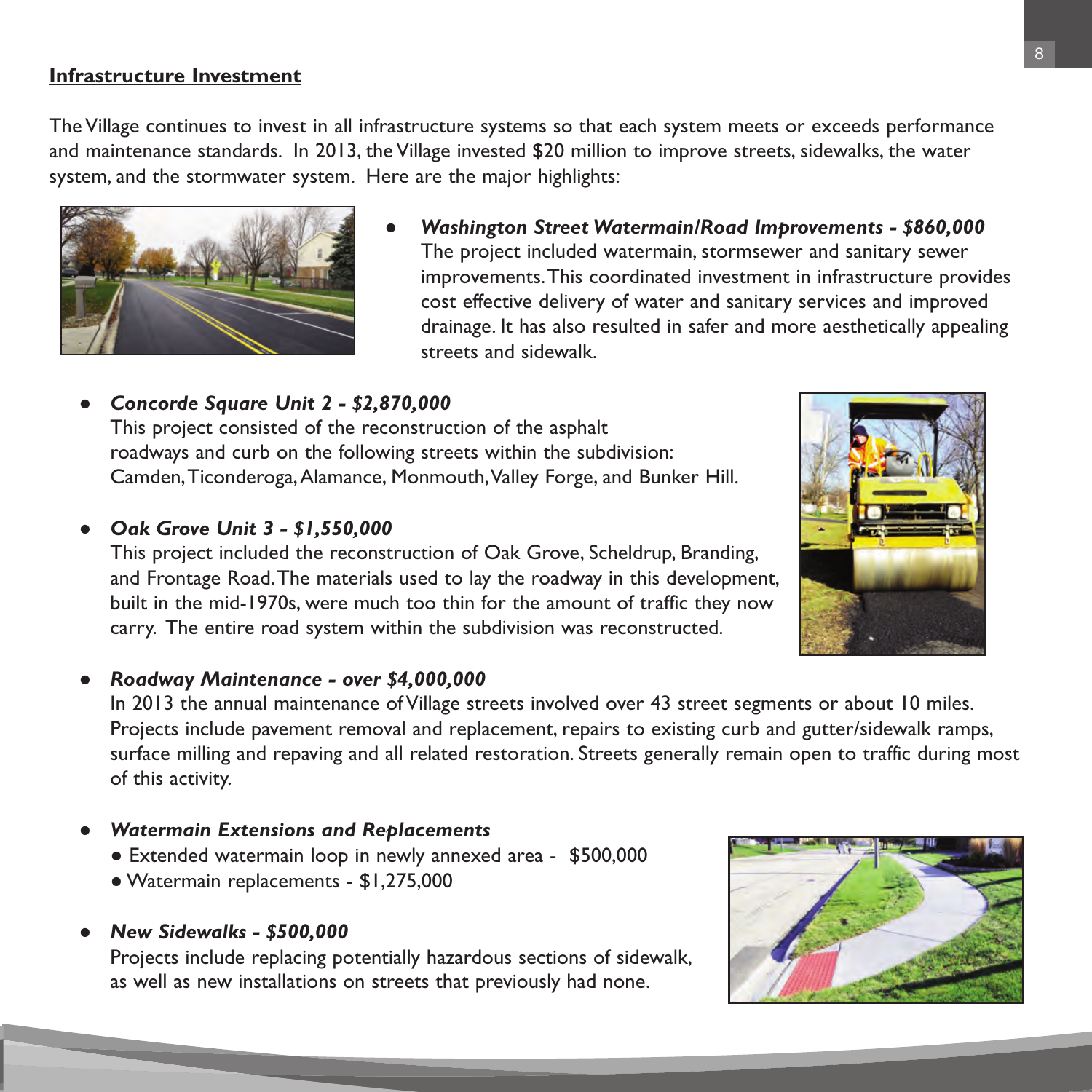## Infrastructure Investment

The Village continues to invest in all infrastructure systems so that each system meets or exceeds performance and maintenance standards. In 2013, the Village invested $20 million to improve streets, sidewalks, the water system, and the stormwater system. Here are the major highlights:

- ***Washington Street Watermain/Road Improvements - $860,000***
  The project included watermain, stormsewer and sanitary sewer improvements. This coordinated investment in infrastructure provides cost effective delivery of water and sanitary services and improved drainage. It has also resulted in safer and more aesthetically appealing streets and sidewalk.

- ***Concorde Square Unit 2 - $2,870,000***
  This project consisted of the reconstruction of the asphalt roadways and curb on the following streets within the subdivision: Camden, Ticonderoga, Alamance, Monmouth, Valley Forge, and Bunker Hill.

- ***Oak Grove Unit 3 - $1,550,000***
  This project included the reconstruction of Oak Grove, Scheldrup, Branding, and Frontage Road. The materials used to lay the roadway in this development, built in the mid-1970s, were much too thin for the amount of traffic they now carry. The entire road system within the subdivision was reconstructed.

- ***Roadway Maintenance - over $4,000,000***
  In 2013 the annual maintenance of Village streets involved over 43 street segments or about 10 miles. Projects include pavement removal and replacement, repairs to existing curb and gutter/sidewalk ramps, surface milling and repaving and all related restoration. Streets generally remain open to traffic during most of this activity.

- ***Watermain Extensions and Replacements***
  - Extended watermain loop in newly annexed area - $500,000
  - Watermain replacements - $1,275,000

- ***New Sidewalks - $500,000***
  Projects include replacing potentially hazardous sections of sidewalk, as well as new installations on streets that previously had none.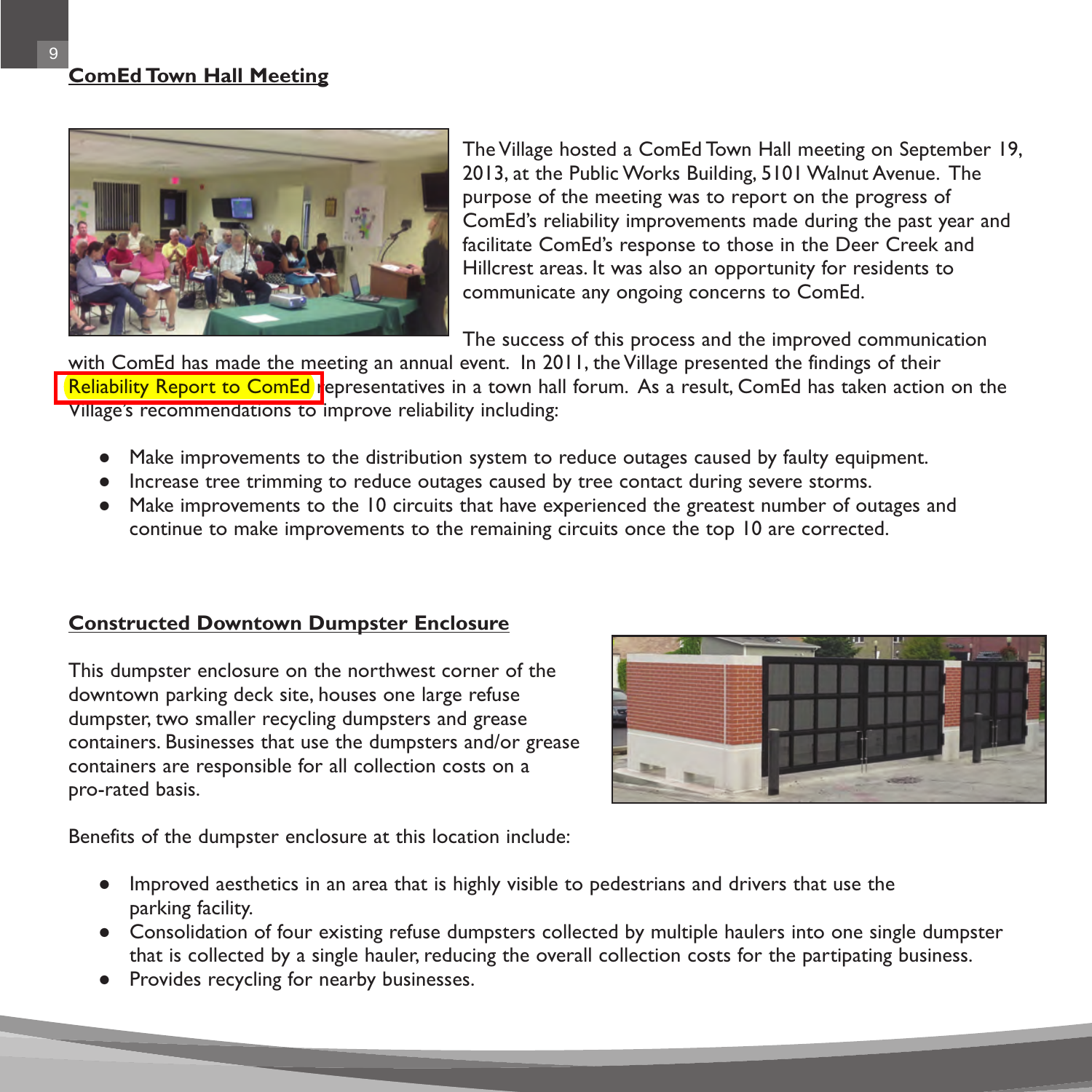## ComEd Town Hall Meeting

The Village hosted a ComEd Town Hall meeting on September 19, 2013, at the Public Works Building, 5101 Walnut Avenue. The purpose of the meeting was to report on the progress of ComEd's reliability improvements made during the past year and facilitate ComEd's response to those in the Deer Creek and Hillcrest areas. It was also an opportunity for residents to communicate any ongoing concerns to ComEd.

The success of this process and the improved communication with ComEd has made the meeting an annual event. In 2011, the Village presented the findings of their Reliability Report to ComEd representatives in a town hall forum. As a result, ComEd has taken action on the Village's recommendations to improve reliability including:

- Make improvements to the distribution system to reduce outages caused by faulty equipment.
- Increase tree trimming to reduce outages caused by tree contact during severe storms.
- Make improvements to the 10 circuits that have experienced the greatest number of outages and continue to make improvements to the remaining circuits once the top 10 are corrected.

## Constructed Downtown Dumpster Enclosure

This dumpster enclosure on the northwest corner of the downtown parking deck site, houses one large refuse dumpster, two smaller recycling dumpsters and grease containers. Businesses that use the dumpsters and/or grease containers are responsible for all collection costs on a pro-rated basis.

Benefits of the dumpster enclosure at this location include:

- Improved aesthetics in an area that is highly visible to pedestrians and drivers that use the parking facility.
- Consolidation of four existing refuse dumpsters collected by multiple haulers into one single dumpster that is collected by a single hauler, reducing the overall collection costs for the partipating business.
- Provides recycling for nearby businesses.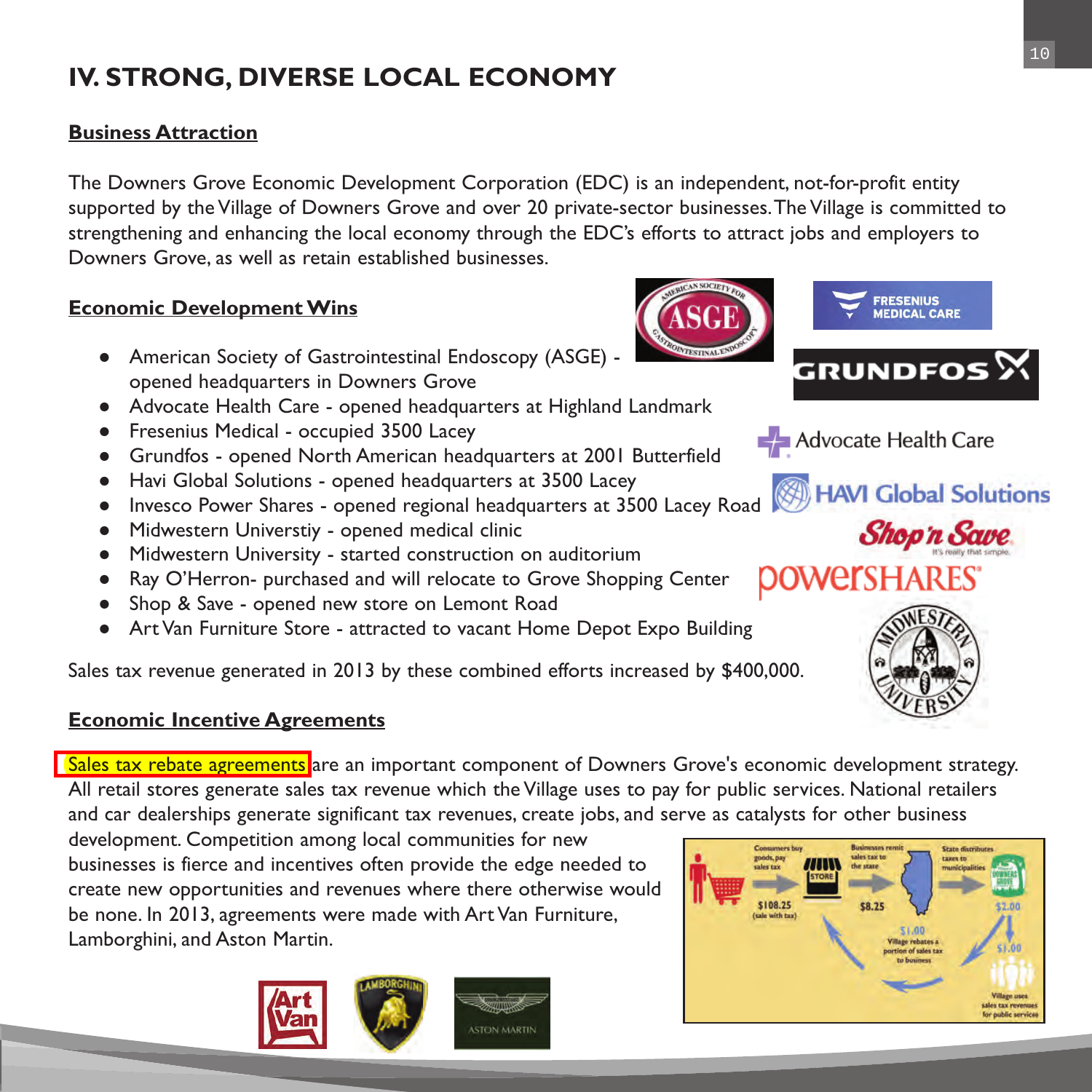# IV. STRONG, DIVERSE LOCAL ECONOMY

## Business Attraction

The Downers Grove Economic Development Corporation (EDC) is an independent, not-for-profit entity supported by the Village of Downers Grove and over 20 private-sector businesses. The Village is committed to strengthening and enhancing the local economy through the EDC's efforts to attract jobs and employers to Downers Grove, as well as retain established businesses.

## Economic Development Wins

- American Society of Gastrointestinal Endoscopy (ASGE) - opened headquarters in Downers Grove
- Advocate Health Care - opened headquarters at Highland Landmark
- Fresenius Medical - occupied 3500 Lacey
- Grundfos - opened North American headquarters at 2001 Butterfield
- Havi Global Solutions - opened headquarters at 3500 Lacey
- Invesco Power Shares - opened regional headquarters at 3500 Lacey Road
- Midwestern Universtiy - opened medical clinic
- Midwestern University - started construction on auditorium
- Ray O'Herron- purchased and will relocate to Grove Shopping Center
- Shop & Save - opened new store on Lemont Road
- Art Van Furniture Store - attracted to vacant Home Depot Expo Building

Sales tax revenue generated in 2013 by these combined efforts increased by $400,000.

## Economic Incentive Agreements

Sales tax rebate agreements are an important component of Downers Grove's economic development strategy. All retail stores generate sales tax revenue which the Village uses to pay for public services. National retailers and car dealerships generate significant tax revenues, create jobs, and serve as catalysts for other business development. Competition among local communities for new businesses is fierce and incentives often provide the edge needed to create new opportunities and revenues where there otherwise would be none. In 2013, agreements were made with Art Van Furniture, Lamborghini, and Aston Martin.

Consumers buy goods, pay sales tax
$108.25 (sale with tax)
STORE
Businesses remit sales tax to the state
$8.25
State distributes taxes to municipalities
DOWNERS GROVE
$2.00
$1.00
Village rebates a portion of sales tax to business
$1.00
Village uses sales tax revenues for public services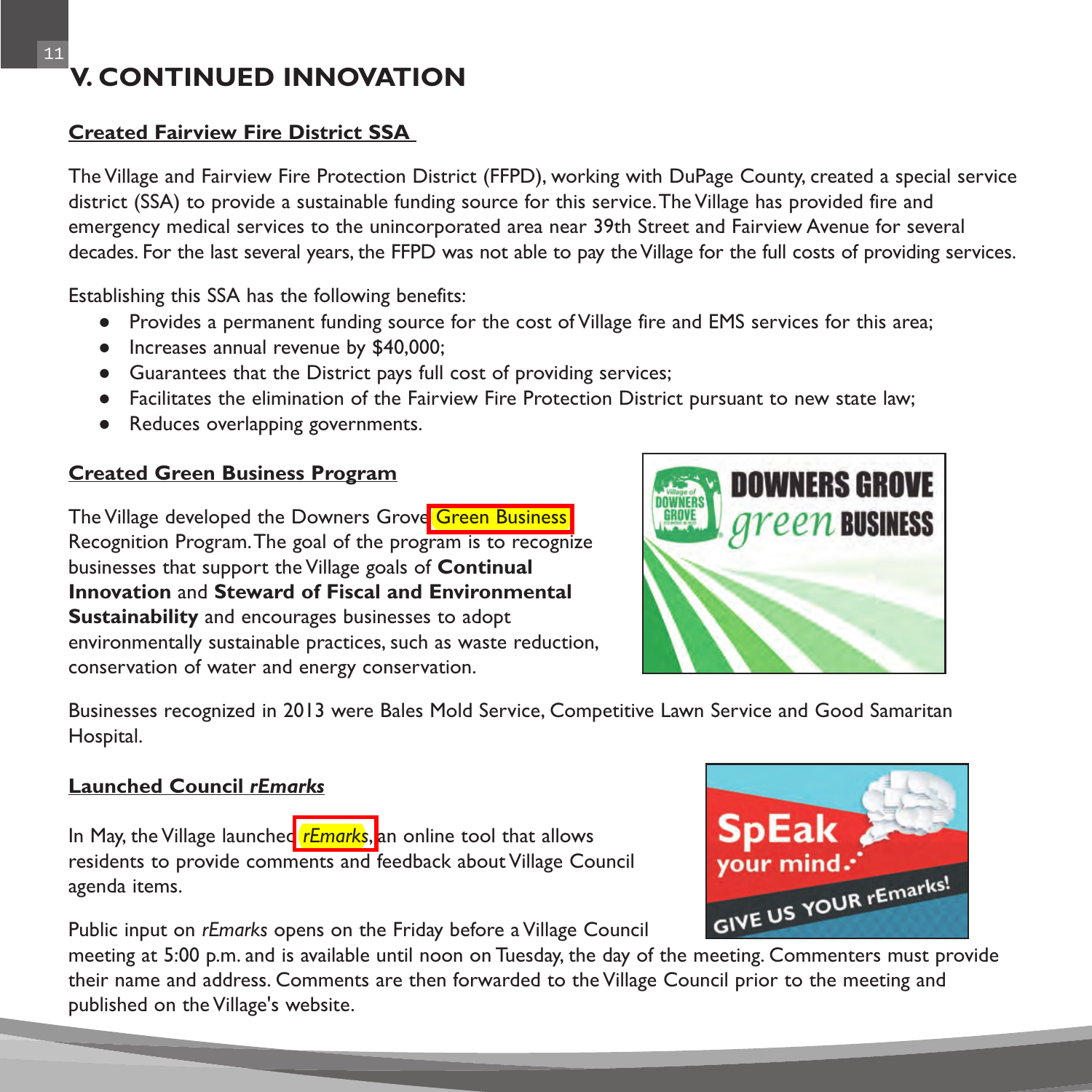# V. CONTINUED INNOVATION

## Created Fairview Fire District SSA

The Village and Fairview Fire Protection District (FFPD), working with DuPage County, created a special service district (SSA) to provide a sustainable funding source for this service. The Village has provided fire and emergency medical services to the unincorporated area near 39th Street and Fairview Avenue for several decades. For the last several years, the FFPD was not able to pay the Village for the full costs of providing services.

Establishing this SSA has the following benefits:

- Provides a permanent funding source for the cost of Village fire and EMS services for this area;
- Increases annual revenue by $40,000;
- Guarantees that the District pays full cost of providing services;
- Facilitates the elimination of the Fairview Fire Protection District pursuant to new state law;
- Reduces overlapping governments.

## Created Green Business Program

The Village developed the Downers Grove Green Business Recognition Program. The goal of the program is to recognize businesses that support the Village goals of **Continual Innovation** and **Steward of Fiscal and Environmental Sustainability** and encourages businesses to adopt environmentally sustainable practices, such as waste reduction, conservation of water and energy conservation.

DOWNERS GROVE green BUSINESS

Businesses recognized in 2013 were Bales Mold Service, Competitive Lawn Service and Good Samaritan Hospital.

## Launched Council *rEmarks*

In May, the Village launched *rEmarks*, an online tool that allows residents to provide comments and feedback about Village Council agenda items.

SpEak your mind.
GIVE US YOUR rEmarks!

Public input on *rEmarks* opens on the Friday before a Village Council meeting at 5:00 p.m. and is available until noon on Tuesday, the day of the meeting. Commenters must provide their name and address. Comments are then forwarded to the Village Council prior to the meeting and published on the Village's website.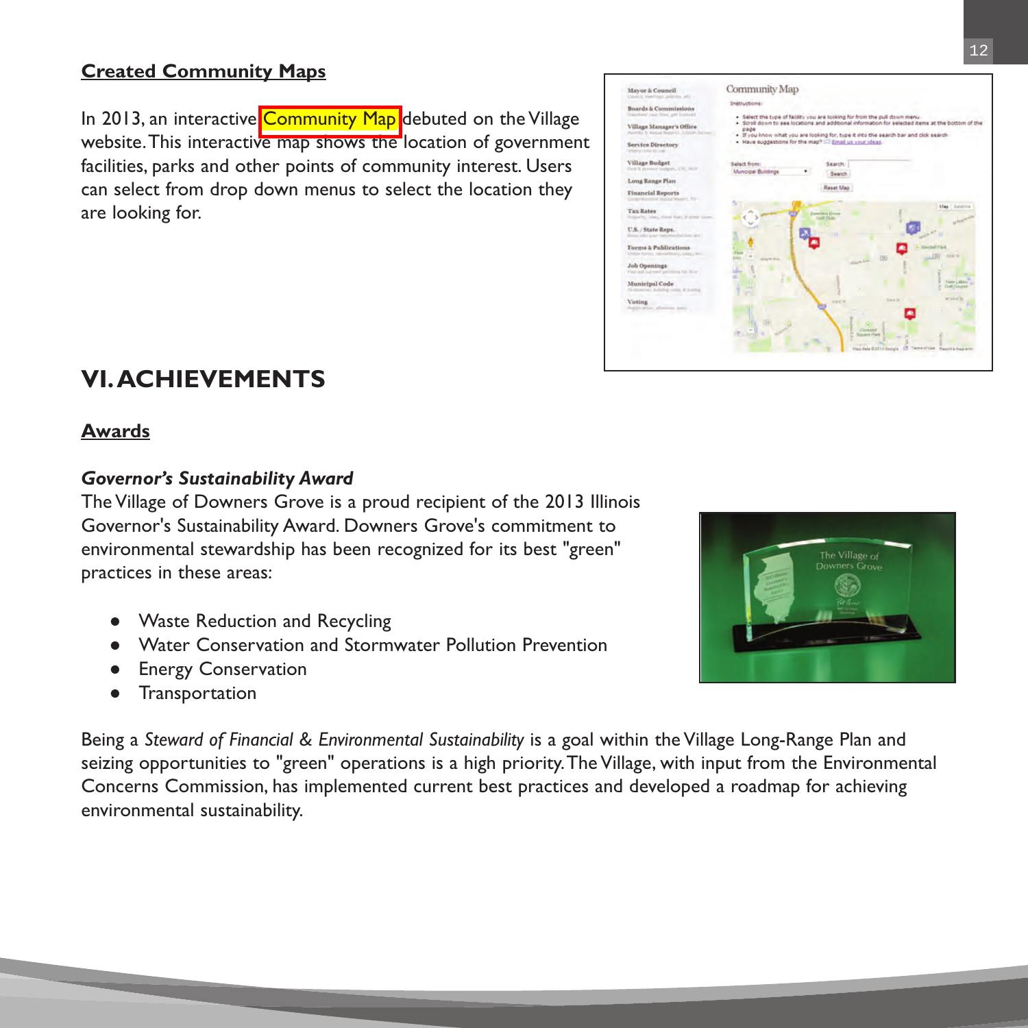**Created Community Maps**

In 2013, an interactive Community Map debuted on the Village website. This interactive map shows the location of government facilities, parks and other points of community interest. Users can select from drop down menus to select the location they are looking for.

# VI. ACHIEVEMENTS

**Awards**

***Governor's Sustainability Award***

The Village of Downers Grove is a proud recipient of the 2013 Illinois Governor's Sustainability Award. Downers Grove's commitment to environmental stewardship has been recognized for its best "green" practices in these areas:

- Waste Reduction and Recycling
- Water Conservation and Stormwater Pollution Prevention
- Energy Conservation
- Transportation

Being a *Steward of Financial & Environmental Sustainability* is a goal within the Village Long-Range Plan and seizing opportunities to "green" operations is a high priority. The Village, with input from the Environmental Concerns Commission, has implemented current best practices and developed a roadmap for achieving environmental sustainability.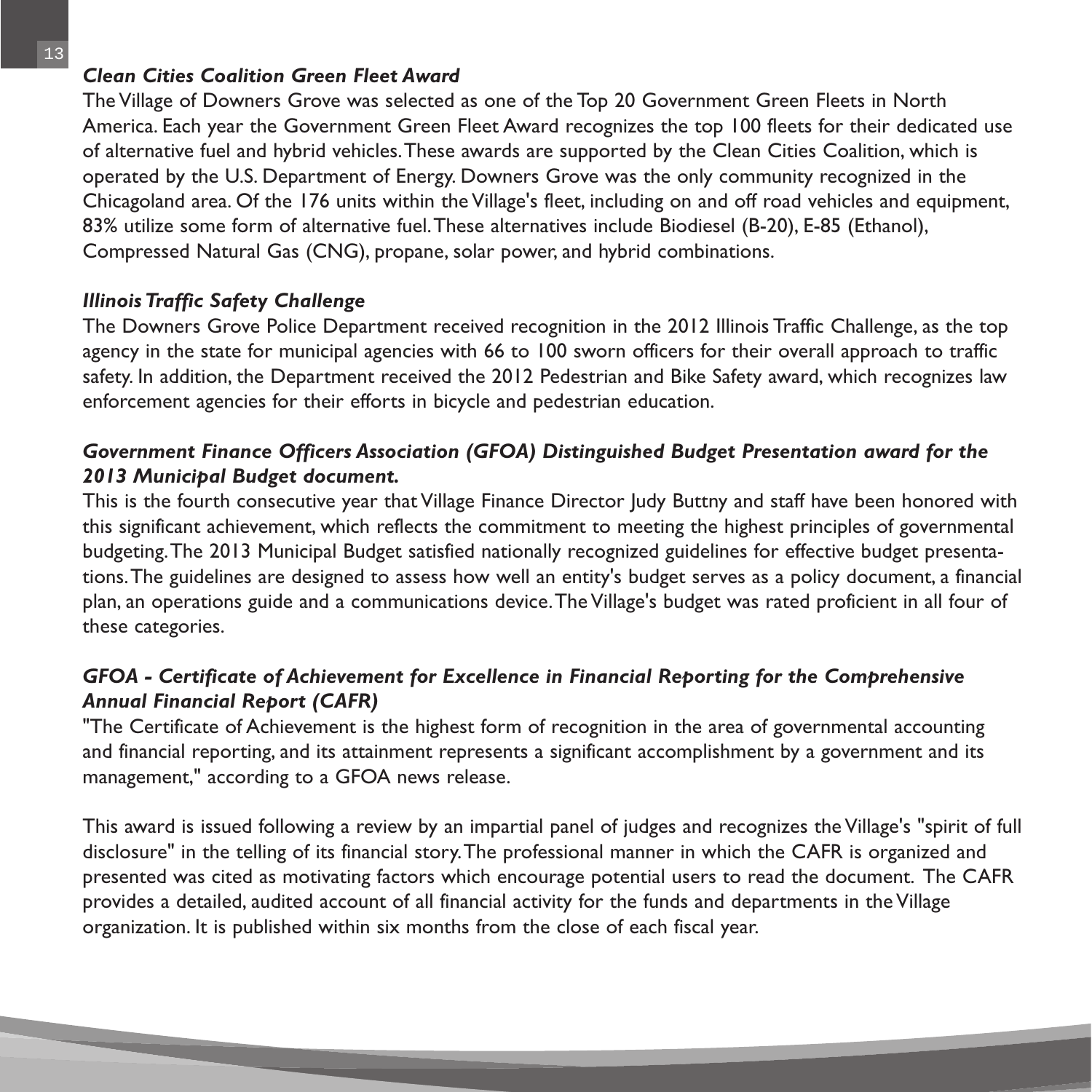### *Clean Cities Coalition Green Fleet Award*

The Village of Downers Grove was selected as one of the Top 20 Government Green Fleets in North America. Each year the Government Green Fleet Award recognizes the top 100 fleets for their dedicated use of alternative fuel and hybrid vehicles. These awards are supported by the Clean Cities Coalition, which is operated by the U.S. Department of Energy. Downers Grove was the only community recognized in the Chicagoland area. Of the 176 units within the Village's fleet, including on and off road vehicles and equipment, 83% utilize some form of alternative fuel. These alternatives include Biodiesel (B-20), E-85 (Ethanol), Compressed Natural Gas (CNG), propane, solar power, and hybrid combinations.

### *Illinois Traffic Safety Challenge*

The Downers Grove Police Department received recognition in the 2012 Illinois Traffic Challenge, as the top agency in the state for municipal agencies with 66 to 100 sworn officers for their overall approach to traffic safety. In addition, the Department received the 2012 Pedestrian and Bike Safety award, which recognizes law enforcement agencies for their efforts in bicycle and pedestrian education.

### *Government Finance Officers Association (GFOA) Distinguished Budget Presentation award for the 2013 Municipal Budget document.*

This is the fourth consecutive year that Village Finance Director Judy Buttny and staff have been honored with this significant achievement, which reflects the commitment to meeting the highest principles of governmental budgeting. The 2013 Municipal Budget satisfied nationally recognized guidelines for effective budget presentations. The guidelines are designed to assess how well an entity's budget serves as a policy document, a financial plan, an operations guide and a communications device. The Village's budget was rated proficient in all four of these categories.

### *GFOA - Certificate of Achievement for Excellence in Financial Reporting for the Comprehensive Annual Financial Report (CAFR)*

"The Certificate of Achievement is the highest form of recognition in the area of governmental accounting and financial reporting, and its attainment represents a significant accomplishment by a government and its management," according to a GFOA news release.

This award is issued following a review by an impartial panel of judges and recognizes the Village's "spirit of full disclosure" in the telling of its financial story. The professional manner in which the CAFR is organized and presented was cited as motivating factors which encourage potential users to read the document. The CAFR provides a detailed, audited account of all financial activity for the funds and departments in the Village organization. It is published within six months from the close of each fiscal year.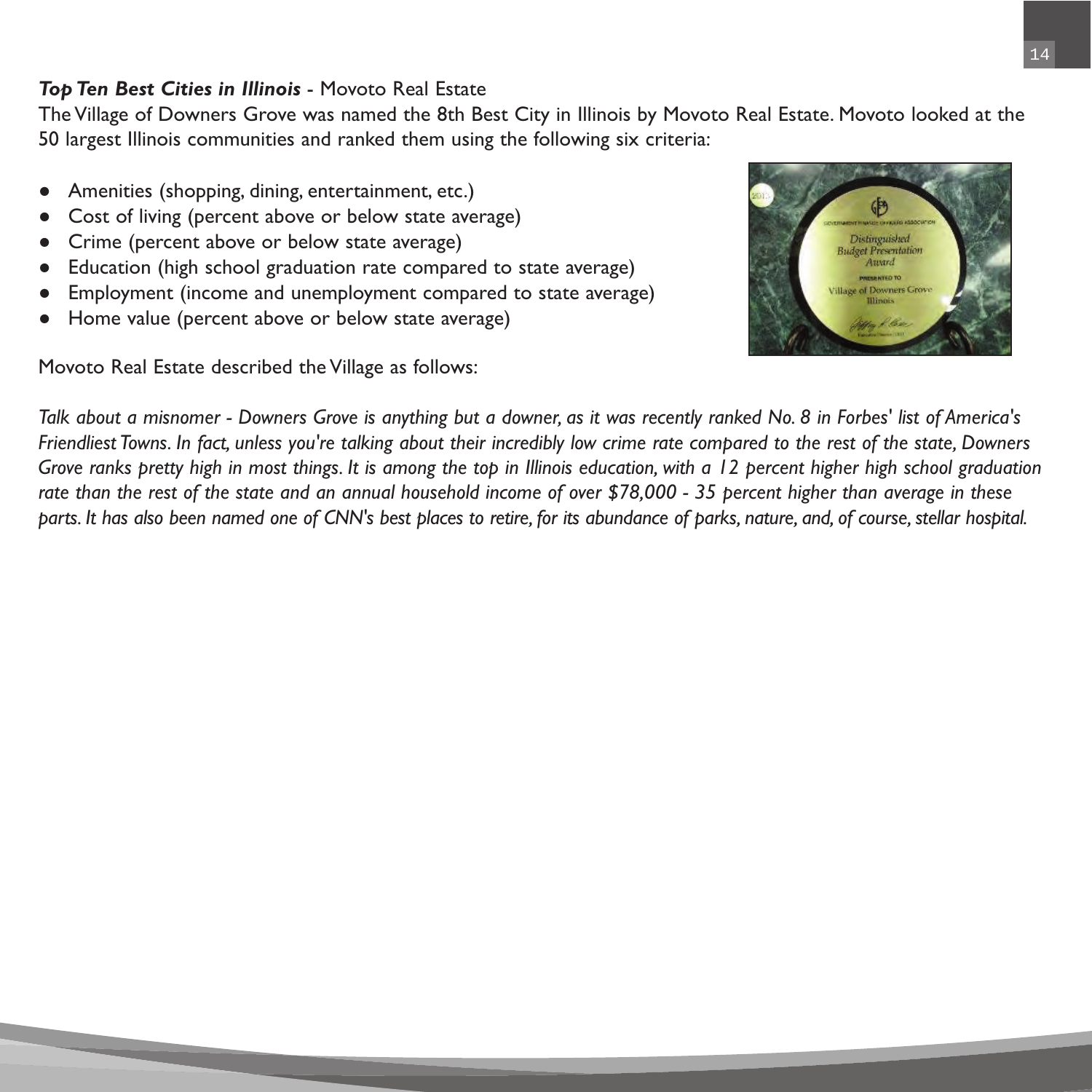***Top Ten Best Cities in Illinois*** - Movoto Real Estate

The Village of Downers Grove was named the 8th Best City in Illinois by Movoto Real Estate. Movoto looked at the 50 largest Illinois communities and ranked them using the following six criteria:

- Amenities (shopping, dining, entertainment, etc.)
- Cost of living (percent above or below state average)
- Crime (percent above or below state average)
- Education (high school graduation rate compared to state average)
- Employment (income and unemployment compared to state average)
- Home value (percent above or below state average)

Movoto Real Estate described the Village as follows:

*Talk about a misnomer - Downers Grove is anything but a downer, as it was recently ranked No. 8 in Forbes' list of America's Friendliest Towns. In fact, unless you're talking about their incredibly low crime rate compared to the rest of the state, Downers Grove ranks pretty high in most things. It is among the top in Illinois education, with a 12 percent higher high school graduation rate than the rest of the state and an annual household income of over $78,000 - 35 percent higher than average in these parts. It has also been named one of CNN's best places to retire, for its abundance of parks, nature, and, of course, stellar hospital.*